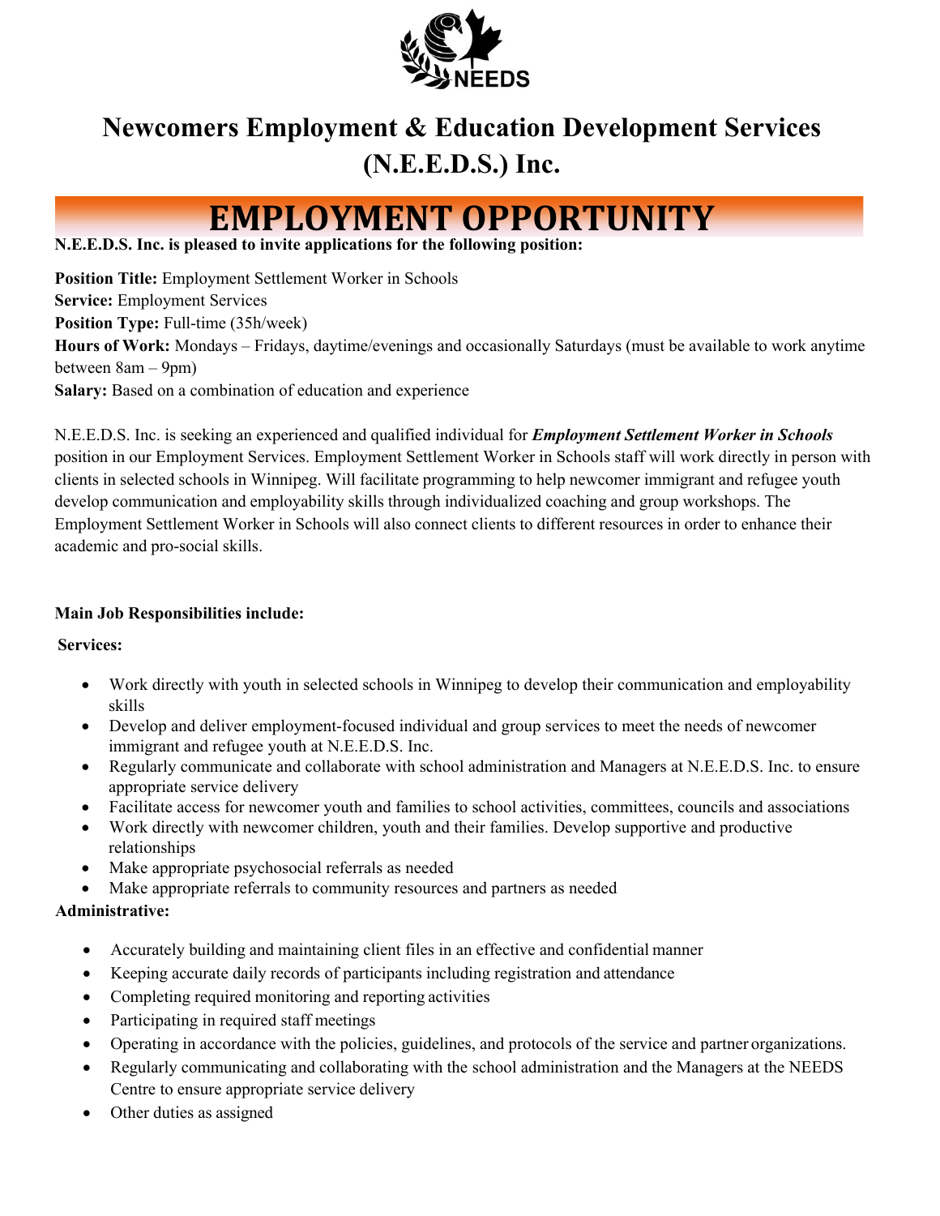# Newcomers Employment & Education Development Services (N.E.E.D.S.) Inc.

## EMPLOYMENT OPPORTUNITY

**N.E.E.D.S. Inc. is pleased to invite applications for the following position:**

**Position Title:** Employment Settlement Worker in Schools
**Service:** Employment Services
**Position Type:** Full-time (35h/week)
**Hours of Work:** Mondays – Fridays, daytime/evenings and occasionally Saturdays (must be available to work anytime between 8am – 9pm)
**Salary:** Based on a combination of education and experience

N.E.E.D.S. Inc. is seeking an experienced and qualified individual for ***Employment Settlement Worker in Schools*** position in our Employment Services. Employment Settlement Worker in Schools staff will work directly in person with clients in selected schools in Winnipeg. Will facilitate programming to help newcomer immigrant and refugee youth develop communication and employability skills through individualized coaching and group workshops. The Employment Settlement Worker in Schools will also connect clients to different resources in order to enhance their academic and pro-social skills.

**Main Job Responsibilities include:**

**Services:**

- Work directly with youth in selected schools in Winnipeg to develop their communication and employability skills
- Develop and deliver employment-focused individual and group services to meet the needs of newcomer immigrant and refugee youth at N.E.E.D.S. Inc.
- Regularly communicate and collaborate with school administration and Managers at N.E.E.D.S. Inc. to ensure appropriate service delivery
- Facilitate access for newcomer youth and families to school activities, committees, councils and associations
- Work directly with newcomer children, youth and their families. Develop supportive and productive relationships
- Make appropriate psychosocial referrals as needed
- Make appropriate referrals to community resources and partners as needed

**Administrative:**

- Accurately building and maintaining client files in an effective and confidential manner
- Keeping accurate daily records of participants including registration and attendance
- Completing required monitoring and reporting activities
- Participating in required staff meetings
- Operating in accordance with the policies, guidelines, and protocols of the service and partner organizations.
- Regularly communicating and collaborating with the school administration and the Managers at the NEEDS Centre to ensure appropriate service delivery
- Other duties as assigned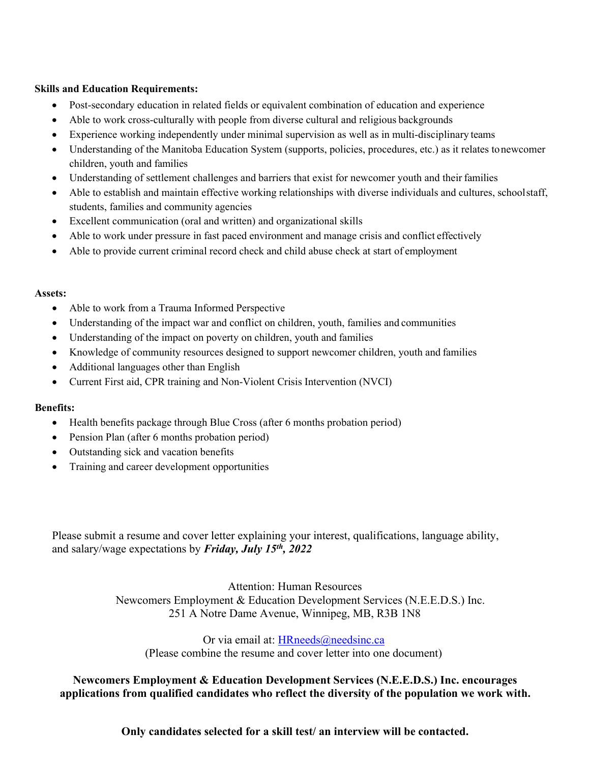**Skills and Education Requirements:**

- Post-secondary education in related fields or equivalent combination of education and experience
- Able to work cross-culturally with people from diverse cultural and religious backgrounds
- Experience working independently under minimal supervision as well as in multi-disciplinary teams
- Understanding of the Manitoba Education System (supports, policies, procedures, etc.) as it relates to newcomer children, youth and families
- Understanding of settlement challenges and barriers that exist for newcomer youth and their families
- Able to establish and maintain effective working relationships with diverse individuals and cultures, school staff, students, families and community agencies
- Excellent communication (oral and written) and organizational skills
- Able to work under pressure in fast paced environment and manage crisis and conflict effectively
- Able to provide current criminal record check and child abuse check at start of employment

**Assets:**

- Able to work from a Trauma Informed Perspective
- Understanding of the impact war and conflict on children, youth, families and communities
- Understanding of the impact on poverty on children, youth and families
- Knowledge of community resources designed to support newcomer children, youth and families
- Additional languages other than English
- Current First aid, CPR training and Non-Violent Crisis Intervention (NVCI)

**Benefits:**

- Health benefits package through Blue Cross (after 6 months probation period)
- Pension Plan (after 6 months probation period)
- Outstanding sick and vacation benefits
- Training and career development opportunities

Please submit a resume and cover letter explaining your interest, qualifications, language ability, and salary/wage expectations by ***Friday, July 15th, 2022***

Attention: Human Resources
Newcomers Employment & Education Development Services (N.E.E.D.S.) Inc.
251 A Notre Dame Avenue, Winnipeg, MB, R3B 1N8

Or via email at: HRneeds@needsinc.ca
(Please combine the resume and cover letter into one document)

**Newcomers Employment & Education Development Services (N.E.E.D.S.) Inc. encourages applications from qualified candidates who reflect the diversity of the population we work with.**

**Only candidates selected for a skill test/ an interview will be contacted.**